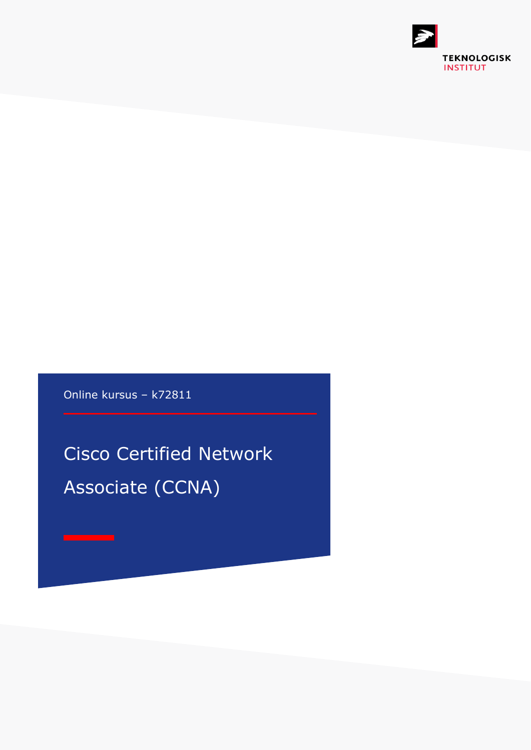TEKNOLOGISK INSTITUT

Online kursus – k72811

# Cisco Certified Network Associate (CCNA)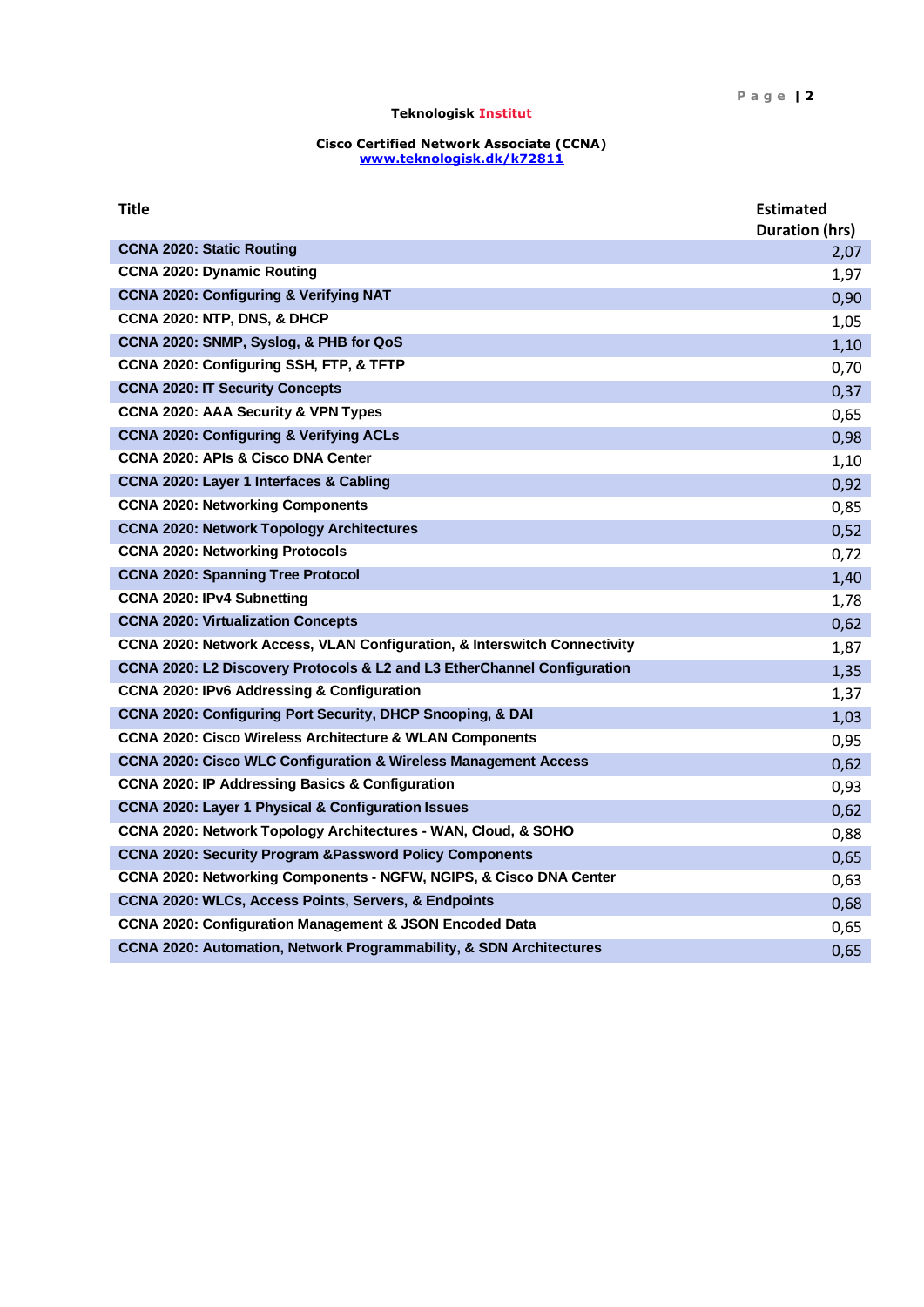Teknologisk Institut

**Cisco Certified Network Associate (CCNA)**
**www.teknologisk.dk/k72811**

| Title | Estimated Duration (hrs) |
|---|---|
| CCNA 2020: Static Routing | 2,07 |
| CCNA 2020: Dynamic Routing | 1,97 |
| CCNA 2020: Configuring & Verifying NAT | 0,90 |
| CCNA 2020: NTP, DNS, & DHCP | 1,05 |
| CCNA 2020: SNMP, Syslog, & PHB for QoS | 1,10 |
| CCNA 2020: Configuring SSH, FTP, & TFTP | 0,70 |
| CCNA 2020: IT Security Concepts | 0,37 |
| CCNA 2020: AAA Security & VPN Types | 0,65 |
| CCNA 2020: Configuring & Verifying ACLs | 0,98 |
| CCNA 2020: APIs & Cisco DNA Center | 1,10 |
| CCNA 2020: Layer 1 Interfaces & Cabling | 0,92 |
| CCNA 2020: Networking Components | 0,85 |
| CCNA 2020: Network Topology Architectures | 0,52 |
| CCNA 2020: Networking Protocols | 0,72 |
| CCNA 2020: Spanning Tree Protocol | 1,40 |
| CCNA 2020: IPv4 Subnetting | 1,78 |
| CCNA 2020: Virtualization Concepts | 0,62 |
| CCNA 2020: Network Access, VLAN Configuration, & Interswitch Connectivity | 1,87 |
| CCNA 2020: L2 Discovery Protocols & L2 and L3 EtherChannel Configuration | 1,35 |
| CCNA 2020: IPv6 Addressing & Configuration | 1,37 |
| CCNA 2020: Configuring Port Security, DHCP Snooping, & DAI | 1,03 |
| CCNA 2020: Cisco Wireless Architecture & WLAN Components | 0,95 |
| CCNA 2020: Cisco WLC Configuration & Wireless Management Access | 0,62 |
| CCNA 2020: IP Addressing Basics & Configuration | 0,93 |
| CCNA 2020: Layer 1 Physical & Configuration Issues | 0,62 |
| CCNA 2020: Network Topology Architectures - WAN, Cloud, & SOHO | 0,88 |
| CCNA 2020: Security Program &Password Policy Components | 0,65 |
| CCNA 2020: Networking Components - NGFW, NGIPS, & Cisco DNA Center | 0,63 |
| CCNA 2020: WLCs, Access Points, Servers, & Endpoints | 0,68 |
| CCNA 2020: Configuration Management & JSON Encoded Data | 0,65 |
| CCNA 2020: Automation, Network Programmability, & SDN Architectures | 0,65 |